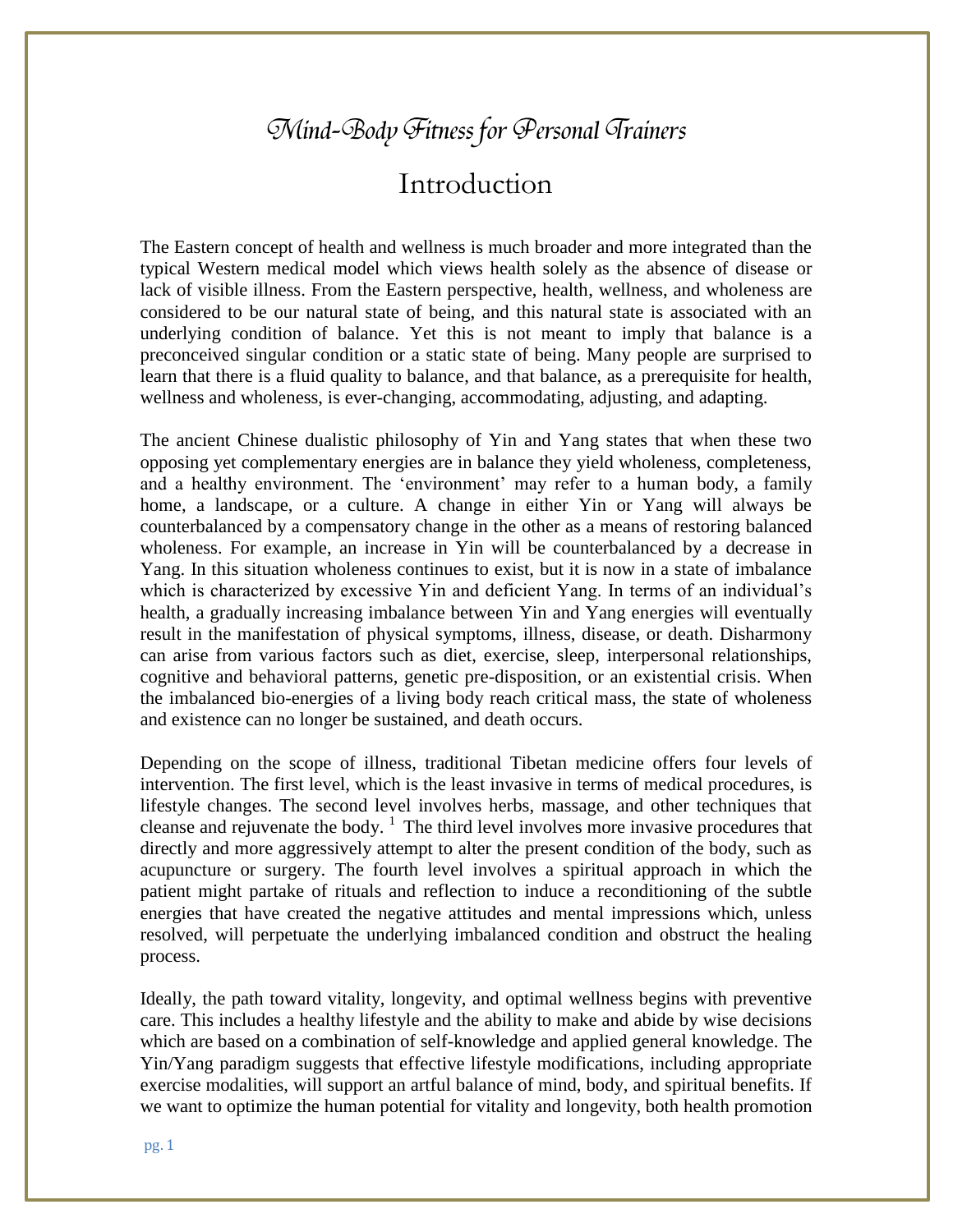# Mind-Body Fitness for Personal Trainers

## Introduction

The Eastern concept of health and wellness is much broader and more integrated than the typical Western medical model which views health solely as the absence of disease or lack of visible illness. From the Eastern perspective, health, wellness, and wholeness are considered to be our natural state of being, and this natural state is associated with an underlying condition of balance. Yet this is not meant to imply that balance is a preconceived singular condition or a static state of being. Many people are surprised to learn that there is a fluid quality to balance, and that balance, as a prerequisite for health, wellness and wholeness, is ever-changing, accommodating, adjusting, and adapting.

The ancient Chinese dualistic philosophy of Yin and Yang states that when these two opposing yet complementary energies are in balance they yield wholeness, completeness, and a healthy environment. The 'environment' may refer to a human body, a family home, a landscape, or a culture. A change in either Yin or Yang will always be counterbalanced by a compensatory change in the other as a means of restoring balanced wholeness. For example, an increase in Yin will be counterbalanced by a decrease in Yang. In this situation wholeness continues to exist, but it is now in a state of imbalance which is characterized by excessive Yin and deficient Yang. In terms of an individual's health, a gradually increasing imbalance between Yin and Yang energies will eventually result in the manifestation of physical symptoms, illness, disease, or death. Disharmony can arise from various factors such as diet, exercise, sleep, interpersonal relationships, cognitive and behavioral patterns, genetic pre-disposition, or an existential crisis. When the imbalanced bio-energies of a living body reach critical mass, the state of wholeness and existence can no longer be sustained, and death occurs.

Depending on the scope of illness, traditional Tibetan medicine offers four levels of intervention. The first level, which is the least invasive in terms of medical procedures, is lifestyle changes. The second level involves herbs, massage, and other techniques that cleanse and rejuvenate the body. [1] The third level involves more invasive procedures that directly and more aggressively attempt to alter the present condition of the body, such as acupuncture or surgery. The fourth level involves a spiritual approach in which the patient might partake of rituals and reflection to induce a reconditioning of the subtle energies that have created the negative attitudes and mental impressions which, unless resolved, will perpetuate the underlying imbalanced condition and obstruct the healing process.

Ideally, the path toward vitality, longevity, and optimal wellness begins with preventive care. This includes a healthy lifestyle and the ability to make and abide by wise decisions which are based on a combination of self-knowledge and applied general knowledge. The Yin/Yang paradigm suggests that effective lifestyle modifications, including appropriate exercise modalities, will support an artful balance of mind, body, and spiritual benefits. If we want to optimize the human potential for vitality and longevity, both health promotion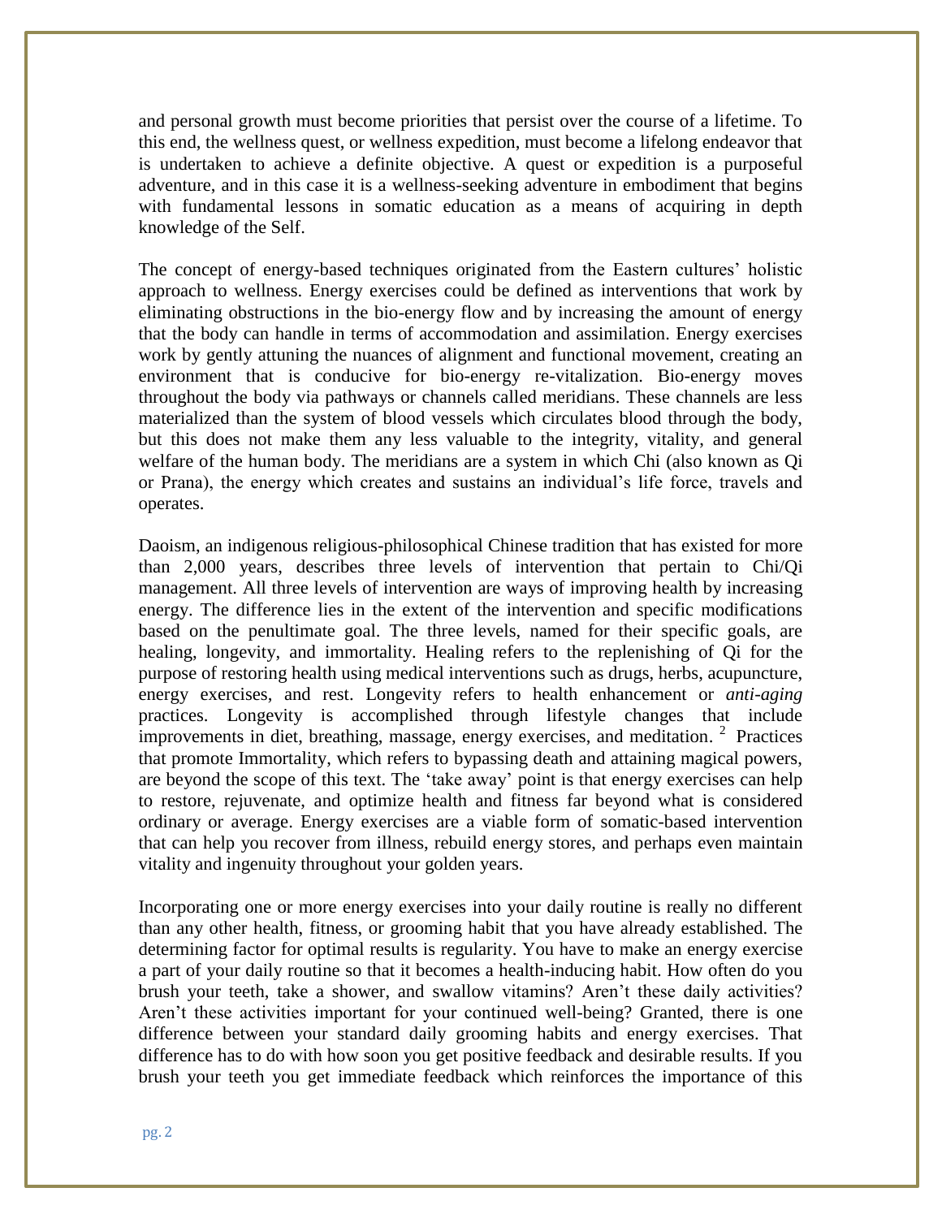and personal growth must become priorities that persist over the course of a lifetime. To this end, the wellness quest, or wellness expedition, must become a lifelong endeavor that is undertaken to achieve a definite objective. A quest or expedition is a purposeful adventure, and in this case it is a wellness-seeking adventure in embodiment that begins with fundamental lessons in somatic education as a means of acquiring in depth knowledge of the Self.

The concept of energy-based techniques originated from the Eastern cultures' holistic approach to wellness. Energy exercises could be defined as interventions that work by eliminating obstructions in the bio-energy flow and by increasing the amount of energy that the body can handle in terms of accommodation and assimilation. Energy exercises work by gently attuning the nuances of alignment and functional movement, creating an environment that is conducive for bio-energy re-vitalization. Bio-energy moves throughout the body via pathways or channels called meridians. These channels are less materialized than the system of blood vessels which circulates blood through the body, but this does not make them any less valuable to the integrity, vitality, and general welfare of the human body. The meridians are a system in which Chi (also known as Qi or Prana), the energy which creates and sustains an individual's life force, travels and operates.

Daoism, an indigenous religious-philosophical Chinese tradition that has existed for more than 2,000 years, describes three levels of intervention that pertain to Chi/Qi management. All three levels of intervention are ways of improving health by increasing energy. The difference lies in the extent of the intervention and specific modifications based on the penultimate goal. The three levels, named for their specific goals, are healing, longevity, and immortality. Healing refers to the replenishing of Qi for the purpose of restoring health using medical interventions such as drugs, herbs, acupuncture, energy exercises, and rest. Longevity refers to health enhancement or *anti-aging* practices. Longevity is accomplished through lifestyle changes that include improvements in diet, breathing, massage, energy exercises, and meditation. [2] Practices that promote Immortality, which refers to bypassing death and attaining magical powers, are beyond the scope of this text. The 'take away' point is that energy exercises can help to restore, rejuvenate, and optimize health and fitness far beyond what is considered ordinary or average. Energy exercises are a viable form of somatic-based intervention that can help you recover from illness, rebuild energy stores, and perhaps even maintain vitality and ingenuity throughout your golden years.

Incorporating one or more energy exercises into your daily routine is really no different than any other health, fitness, or grooming habit that you have already established. The determining factor for optimal results is regularity. You have to make an energy exercise a part of your daily routine so that it becomes a health-inducing habit. How often do you brush your teeth, take a shower, and swallow vitamins? Aren't these daily activities? Aren't these activities important for your continued well-being? Granted, there is one difference between your standard daily grooming habits and energy exercises. That difference has to do with how soon you get positive feedback and desirable results. If you brush your teeth you get immediate feedback which reinforces the importance of this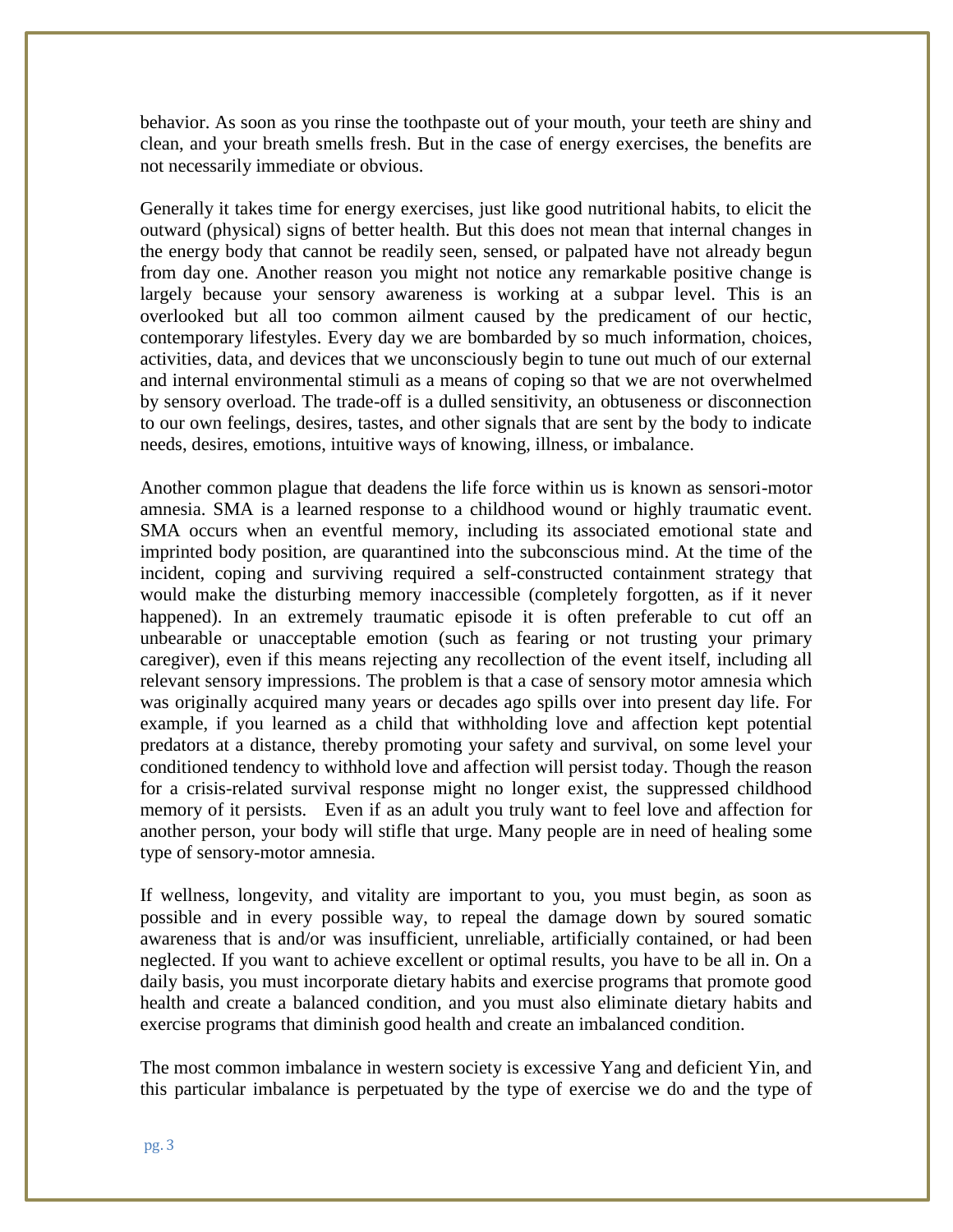behavior. As soon as you rinse the toothpaste out of your mouth, your teeth are shiny and clean, and your breath smells fresh. But in the case of energy exercises, the benefits are not necessarily immediate or obvious.

Generally it takes time for energy exercises, just like good nutritional habits, to elicit the outward (physical) signs of better health. But this does not mean that internal changes in the energy body that cannot be readily seen, sensed, or palpated have not already begun from day one. Another reason you might not notice any remarkable positive change is largely because your sensory awareness is working at a subpar level. This is an overlooked but all too common ailment caused by the predicament of our hectic, contemporary lifestyles. Every day we are bombarded by so much information, choices, activities, data, and devices that we unconsciously begin to tune out much of our external and internal environmental stimuli as a means of coping so that we are not overwhelmed by sensory overload. The trade-off is a dulled sensitivity, an obtuseness or disconnection to our own feelings, desires, tastes, and other signals that are sent by the body to indicate needs, desires, emotions, intuitive ways of knowing, illness, or imbalance.

Another common plague that deadens the life force within us is known as sensori-motor amnesia. SMA is a learned response to a childhood wound or highly traumatic event. SMA occurs when an eventful memory, including its associated emotional state and imprinted body position, are quarantined into the subconscious mind. At the time of the incident, coping and surviving required a self-constructed containment strategy that would make the disturbing memory inaccessible (completely forgotten, as if it never happened). In an extremely traumatic episode it is often preferable to cut off an unbearable or unacceptable emotion (such as fearing or not trusting your primary caregiver), even if this means rejecting any recollection of the event itself, including all relevant sensory impressions. The problem is that a case of sensory motor amnesia which was originally acquired many years or decades ago spills over into present day life. For example, if you learned as a child that withholding love and affection kept potential predators at a distance, thereby promoting your safety and survival, on some level your conditioned tendency to withhold love and affection will persist today. Though the reason for a crisis-related survival response might no longer exist, the suppressed childhood memory of it persists. Even if as an adult you truly want to feel love and affection for another person, your body will stifle that urge. Many people are in need of healing some type of sensory-motor amnesia.

If wellness, longevity, and vitality are important to you, you must begin, as soon as possible and in every possible way, to repeal the damage down by soured somatic awareness that is and/or was insufficient, unreliable, artificially contained, or had been neglected. If you want to achieve excellent or optimal results, you have to be all in. On a daily basis, you must incorporate dietary habits and exercise programs that promote good health and create a balanced condition, and you must also eliminate dietary habits and exercise programs that diminish good health and create an imbalanced condition.

The most common imbalance in western society is excessive Yang and deficient Yin, and this particular imbalance is perpetuated by the type of exercise we do and the type of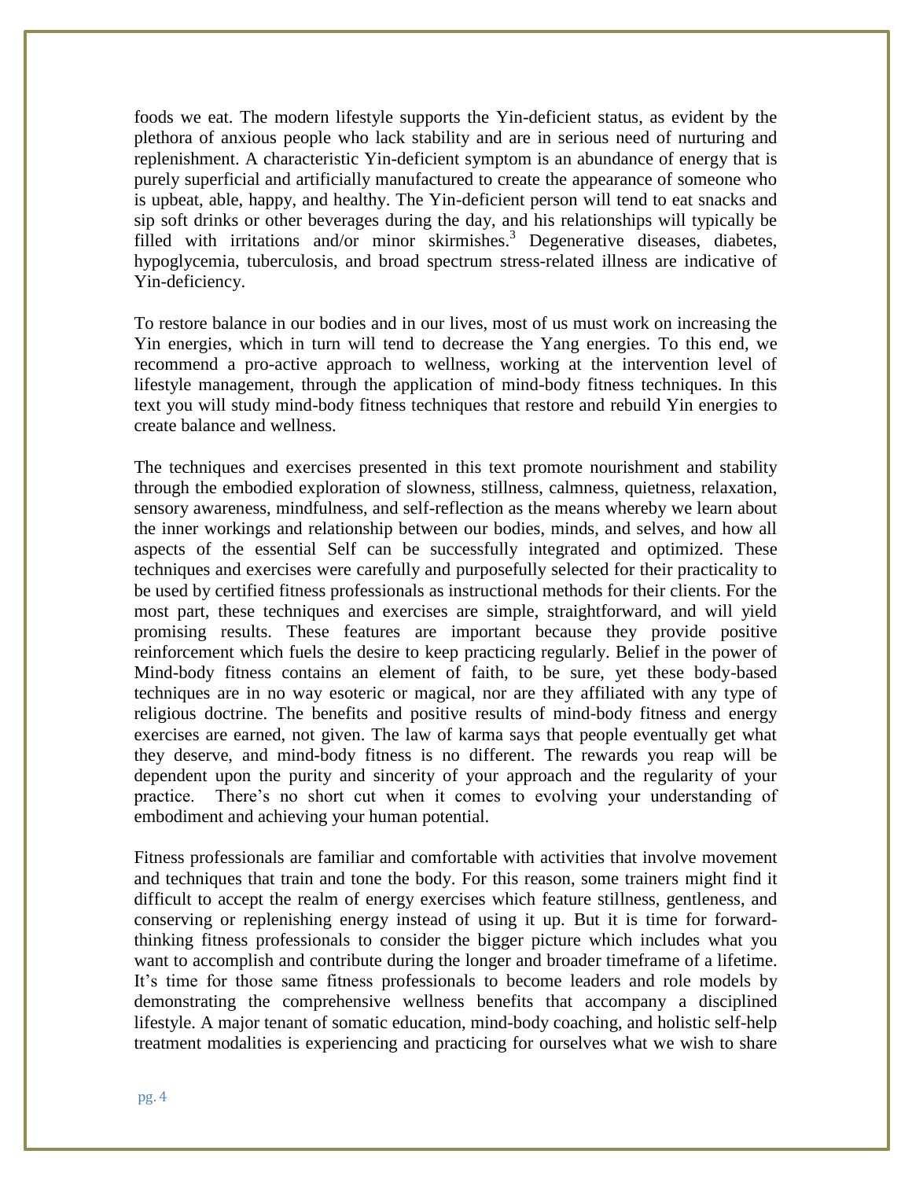foods we eat. The modern lifestyle supports the Yin-deficient status, as evident by the plethora of anxious people who lack stability and are in serious need of nurturing and replenishment. A characteristic Yin-deficient symptom is an abundance of energy that is purely superficial and artificially manufactured to create the appearance of someone who is upbeat, able, happy, and healthy. The Yin-deficient person will tend to eat snacks and sip soft drinks or other beverages during the day, and his relationships will typically be filled with irritations and/or minor skirmishes.[3] Degenerative diseases, diabetes, hypoglycemia, tuberculosis, and broad spectrum stress-related illness are indicative of Yin-deficiency.

To restore balance in our bodies and in our lives, most of us must work on increasing the Yin energies, which in turn will tend to decrease the Yang energies. To this end, we recommend a pro-active approach to wellness, working at the intervention level of lifestyle management, through the application of mind-body fitness techniques. In this text you will study mind-body fitness techniques that restore and rebuild Yin energies to create balance and wellness.

The techniques and exercises presented in this text promote nourishment and stability through the embodied exploration of slowness, stillness, calmness, quietness, relaxation, sensory awareness, mindfulness, and self-reflection as the means whereby we learn about the inner workings and relationship between our bodies, minds, and selves, and how all aspects of the essential Self can be successfully integrated and optimized. These techniques and exercises were carefully and purposefully selected for their practicality to be used by certified fitness professionals as instructional methods for their clients. For the most part, these techniques and exercises are simple, straightforward, and will yield promising results. These features are important because they provide positive reinforcement which fuels the desire to keep practicing regularly. Belief in the power of Mind-body fitness contains an element of faith, to be sure, yet these body-based techniques are in no way esoteric or magical, nor are they affiliated with any type of religious doctrine. The benefits and positive results of mind-body fitness and energy exercises are earned, not given. The law of karma says that people eventually get what they deserve, and mind-body fitness is no different. The rewards you reap will be dependent upon the purity and sincerity of your approach and the regularity of your practice. There's no short cut when it comes to evolving your understanding of embodiment and achieving your human potential.

Fitness professionals are familiar and comfortable with activities that involve movement and techniques that train and tone the body. For this reason, some trainers might find it difficult to accept the realm of energy exercises which feature stillness, gentleness, and conserving or replenishing energy instead of using it up. But it is time for forward-thinking fitness professionals to consider the bigger picture which includes what you want to accomplish and contribute during the longer and broader timeframe of a lifetime. It's time for those same fitness professionals to become leaders and role models by demonstrating the comprehensive wellness benefits that accompany a disciplined lifestyle. A major tenant of somatic education, mind-body coaching, and holistic self-help treatment modalities is experiencing and practicing for ourselves what we wish to share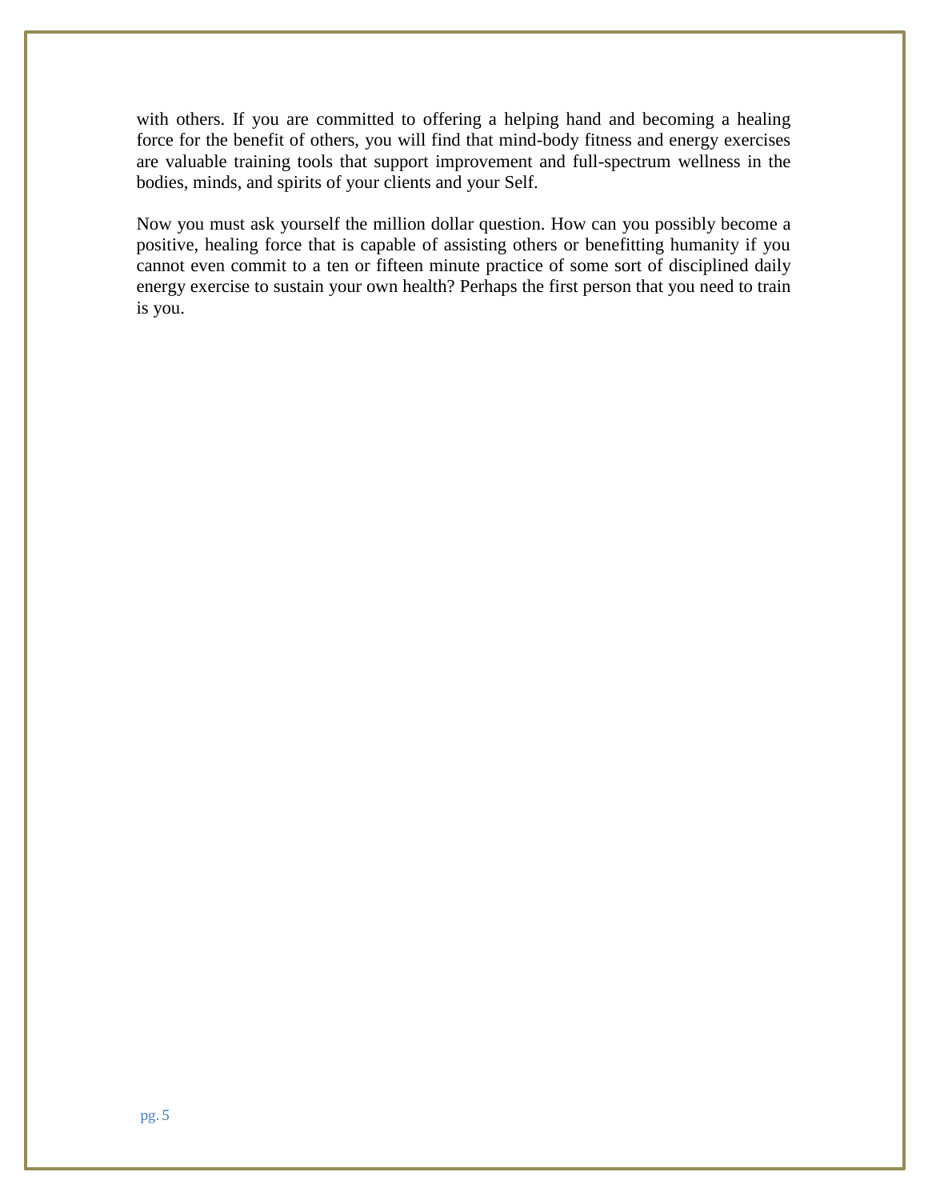with others. If you are committed to offering a helping hand and becoming a healing force for the benefit of others, you will find that mind-body fitness and energy exercises are valuable training tools that support improvement and full-spectrum wellness in the bodies, minds, and spirits of your clients and your Self.

Now you must ask yourself the million dollar question. How can you possibly become a positive, healing force that is capable of assisting others or benefitting humanity if you cannot even commit to a ten or fifteen minute practice of some sort of disciplined daily energy exercise to sustain your own health? Perhaps the first person that you need to train is you.